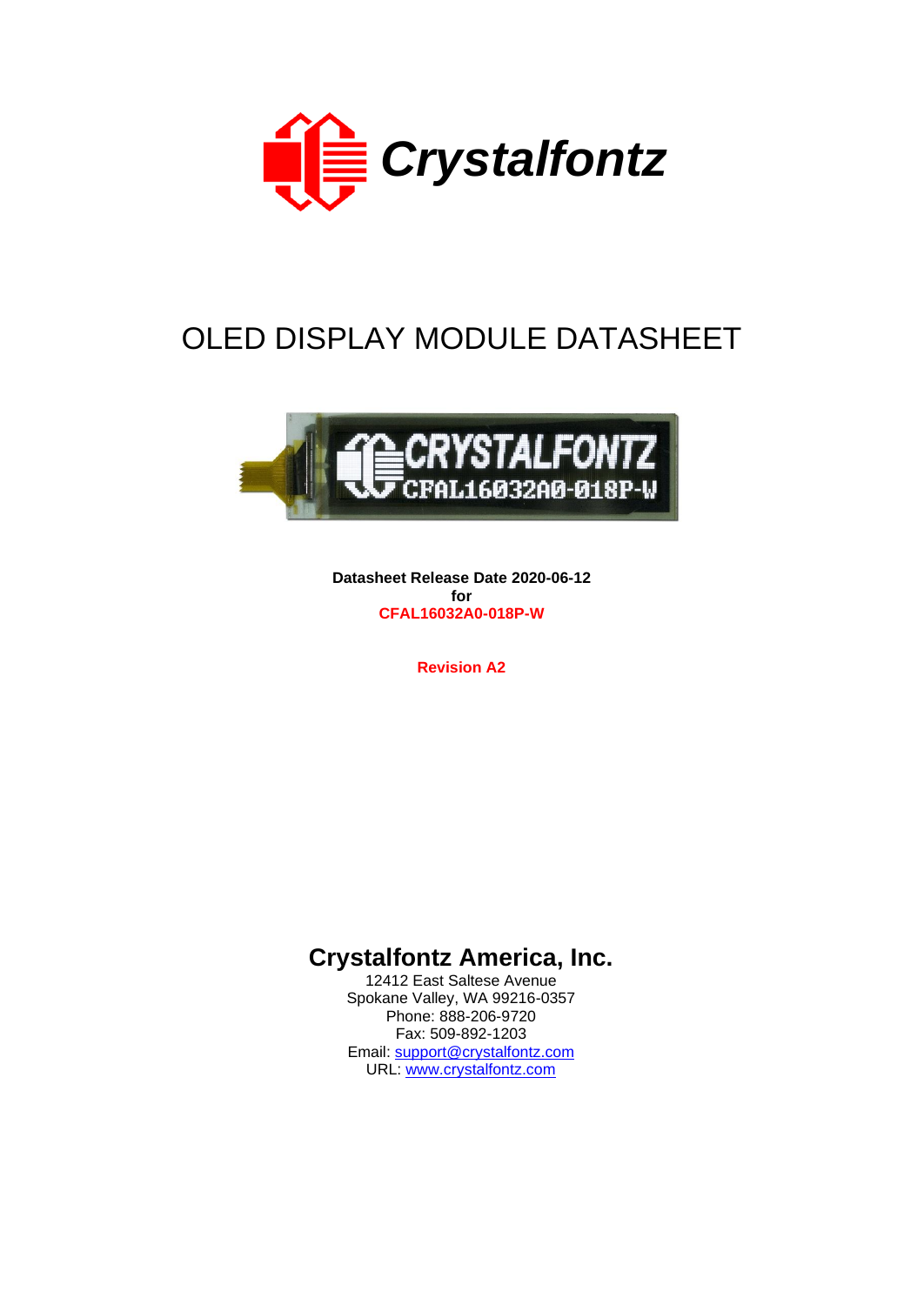Crystalfontz

# OLED DISPLAY MODULE DATASHEET

**Datasheet Release Date 2020-06-12**
**for**
**CFAL16032A0-018P-W**

**Revision A2**

## Crystalfontz America, Inc.

12412 East Saltese Avenue
Spokane Valley, WA 99216-0357
Phone: 888-206-9720
Fax: 509-892-1203
Email: support@crystalfontz.com
URL: www.crystalfontz.com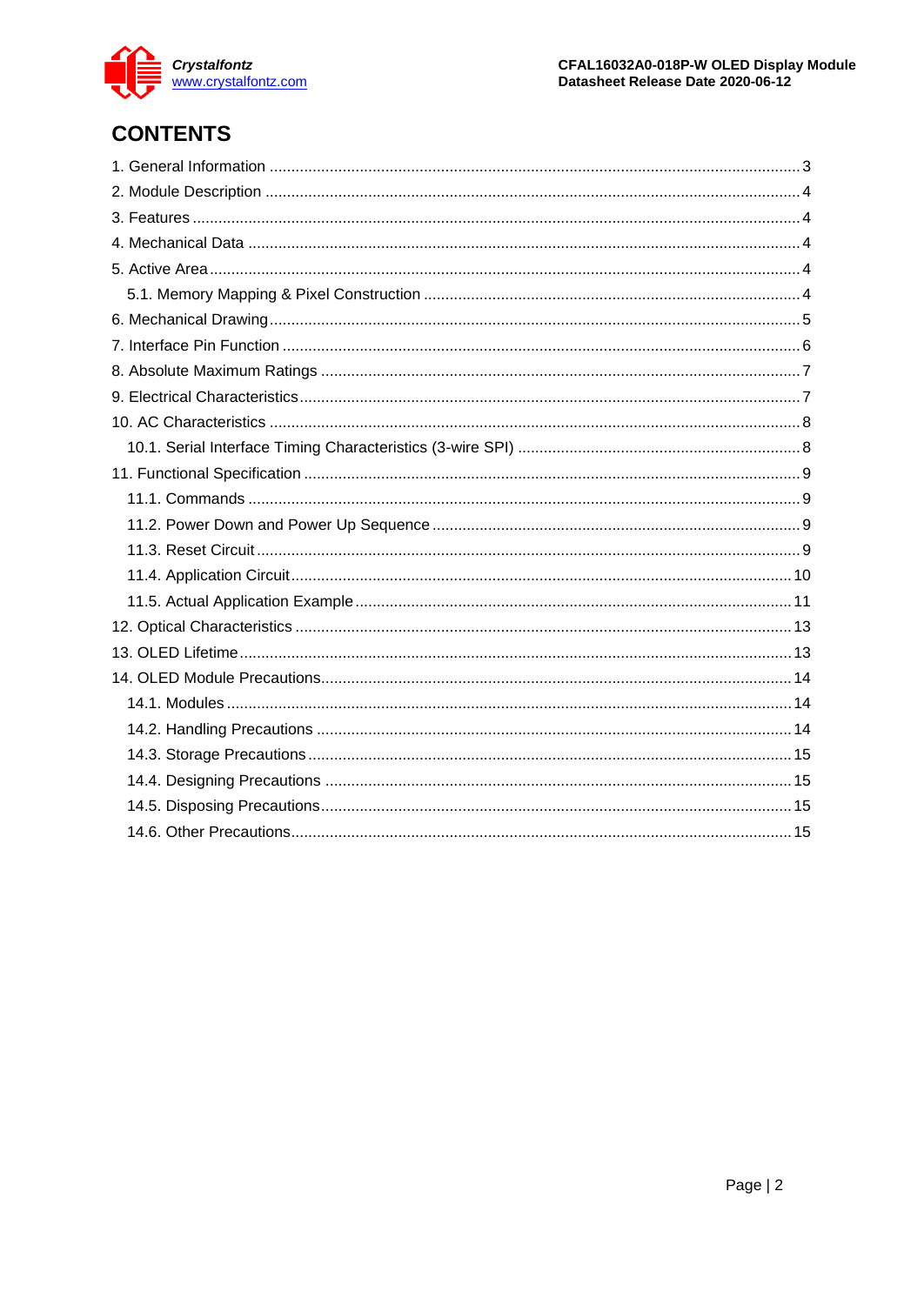# CONTENTS

1. General Information ... 3
2. Module Description ... 4
3. Features ... 4
4. Mechanical Data ... 4
5. Active Area ... 4
   - 5.1. Memory Mapping & Pixel Construction ... 4
6. Mechanical Drawing ... 5
7. Interface Pin Function ... 6
8. Absolute Maximum Ratings ... 7
9. Electrical Characteristics ... 7
10. AC Characteristics ... 8
    - 10.1. Serial Interface Timing Characteristics (3-wire SPI) ... 8
11. Functional Specification ... 9
    - 11.1. Commands ... 9
    - 11.2. Power Down and Power Up Sequence ... 9
    - 11.3. Reset Circuit ... 9
    - 11.4. Application Circuit ... 10
    - 11.5. Actual Application Example ... 11
12. Optical Characteristics ... 13
13. OLED Lifetime ... 13
14. OLED Module Precautions ... 14
    - 14.1. Modules ... 14
    - 14.2. Handling Precautions ... 14
    - 14.3. Storage Precautions ... 15
    - 14.4. Designing Precautions ... 15
    - 14.5. Disposing Precautions ... 15
    - 14.6. Other Precautions ... 15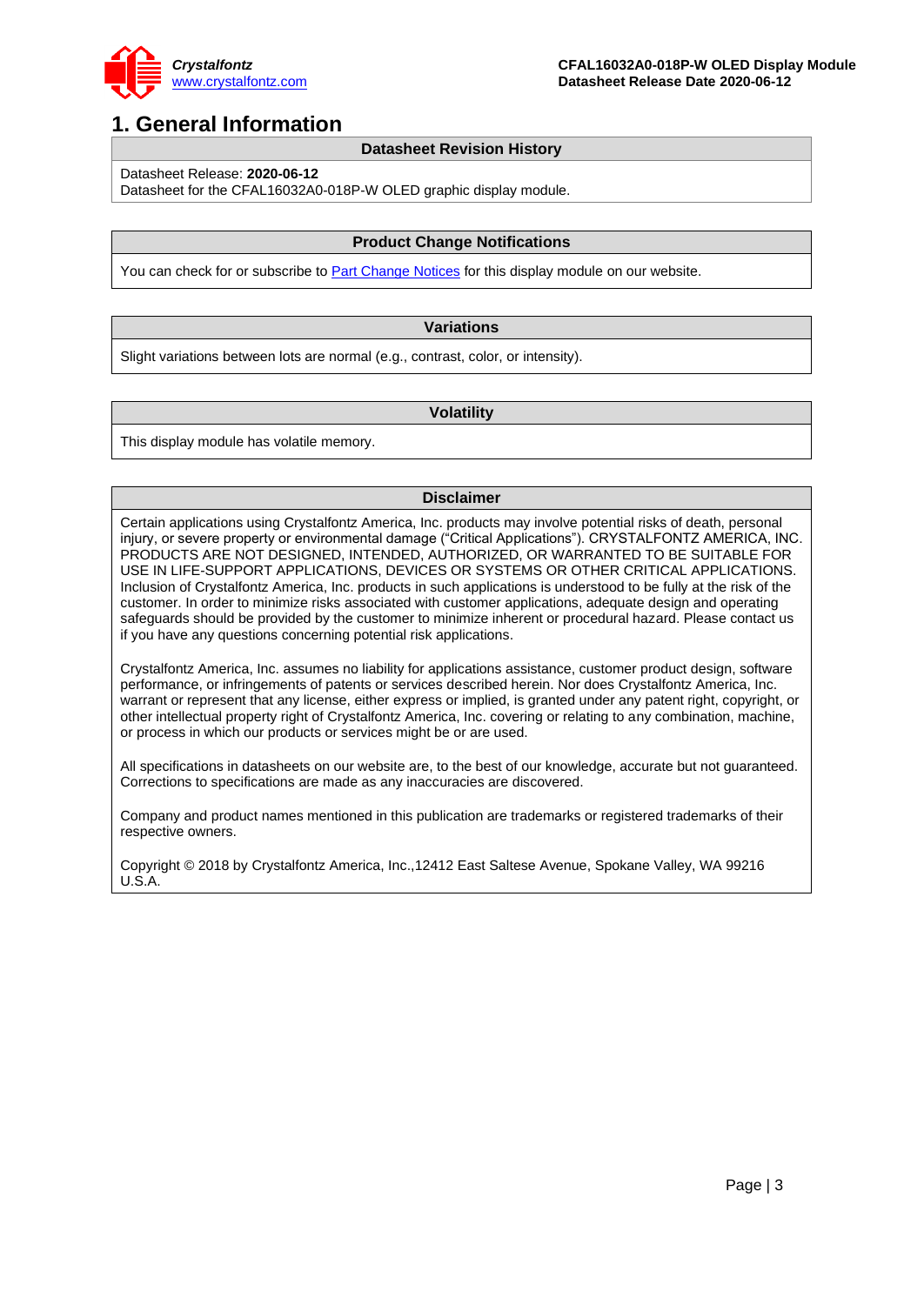# 1. General Information

**Datasheet Revision History**

Datasheet Release: **2020-06-12**
Datasheet for the CFAL16032A0-018P-W OLED graphic display module.

**Product Change Notifications**

You can check for or subscribe to Part Change Notices for this display module on our website.

**Variations**

Slight variations between lots are normal (e.g., contrast, color, or intensity).

**Volatility**

This display module has volatile memory.

**Disclaimer**

Certain applications using Crystalfontz America, Inc. products may involve potential risks of death, personal injury, or severe property or environmental damage (“Critical Applications”). CRYSTALFONTZ AMERICA, INC. PRODUCTS ARE NOT DESIGNED, INTENDED, AUTHORIZED, OR WARRANTED TO BE SUITABLE FOR USE IN LIFE-SUPPORT APPLICATIONS, DEVICES OR SYSTEMS OR OTHER CRITICAL APPLICATIONS. Inclusion of Crystalfontz America, Inc. products in such applications is understood to be fully at the risk of the customer. In order to minimize risks associated with customer applications, adequate design and operating safeguards should be provided by the customer to minimize inherent or procedural hazard. Please contact us if you have any questions concerning potential risk applications.

Crystalfontz America, Inc. assumes no liability for applications assistance, customer product design, software performance, or infringements of patents or services described herein. Nor does Crystalfontz America, Inc. warrant or represent that any license, either express or implied, is granted under any patent right, copyright, or other intellectual property right of Crystalfontz America, Inc. covering or relating to any combination, machine, or process in which our products or services might be or are used.

All specifications in datasheets on our website are, to the best of our knowledge, accurate but not guaranteed. Corrections to specifications are made as any inaccuracies are discovered.

Company and product names mentioned in this publication are trademarks or registered trademarks of their respective owners.

Copyright © 2018 by Crystalfontz America, Inc.,12412 East Saltese Avenue, Spokane Valley, WA 99216 U.S.A.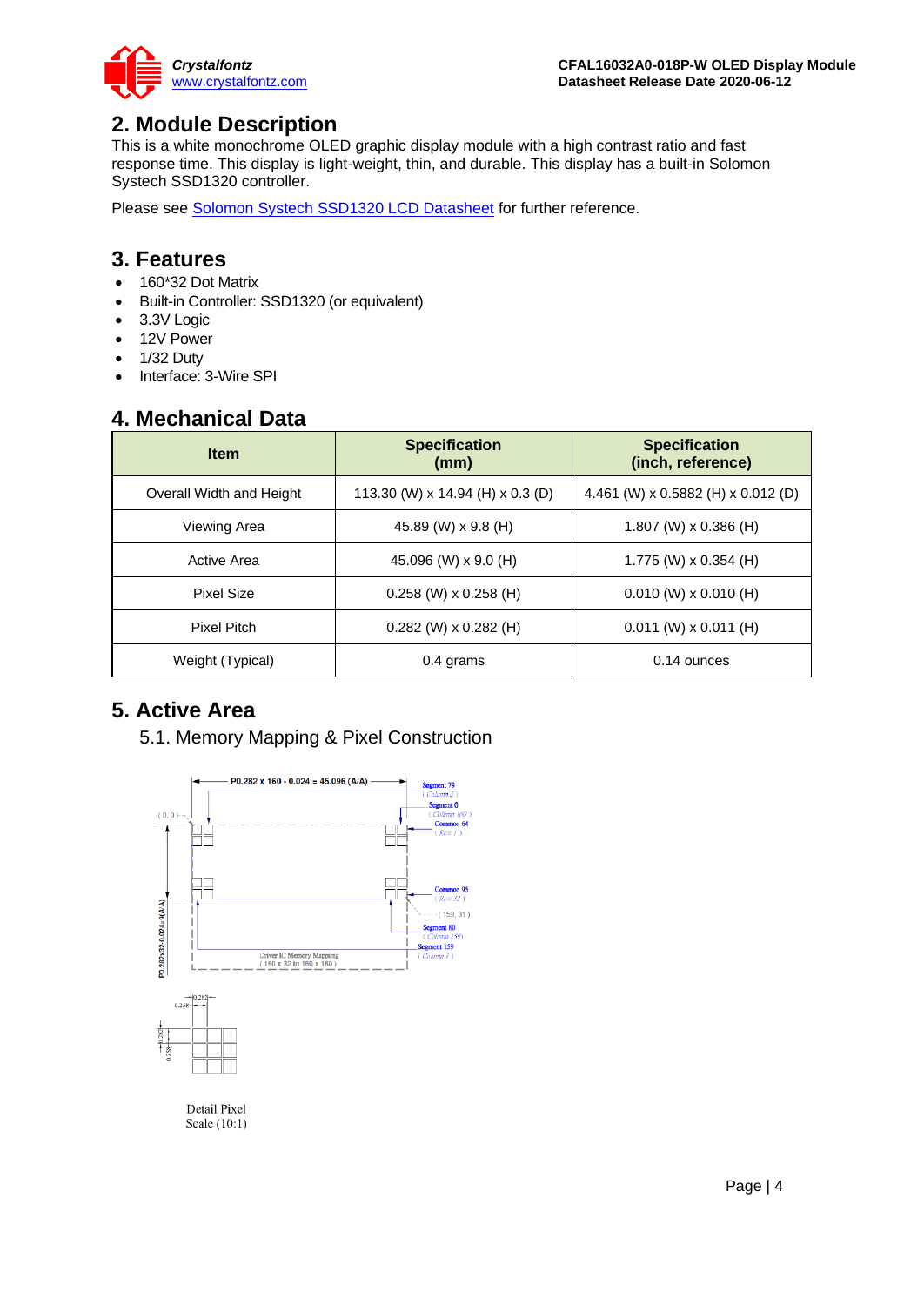## 2. Module Description

This is a white monochrome OLED graphic display module with a high contrast ratio and fast response time. This display is light-weight, thin, and durable. This display has a built-in Solomon Systech SSD1320 controller.

Please see Solomon Systech SSD1320 LCD Datasheet for further reference.

## 3. Features

- 160*32 Dot Matrix
- Built-in Controller: SSD1320 (or equivalent)
- 3.3V Logic
- 12V Power
- 1/32 Duty
- Interface: 3-Wire SPI

## 4. Mechanical Data

| Item | Specification (mm) | Specification (inch, reference) |
|---|---|---|
| Overall Width and Height | 113.30 (W) x 14.94 (H) x 0.3 (D) | 4.461 (W) x 0.5882 (H) x 0.012 (D) |
| Viewing Area | 45.89 (W) x 9.8 (H) | 1.807 (W) x 0.386 (H) |
| Active Area | 45.096 (W) x 9.0 (H) | 1.775 (W) x 0.354 (H) |
| Pixel Size | 0.258 (W) x 0.258 (H) | 0.010 (W) x 0.010 (H) |
| Pixel Pitch | 0.282 (W) x 0.282 (H) | 0.011 (W) x 0.011 (H) |
| Weight (Typical) | 0.4 grams | 0.14 ounces |

## 5. Active Area

### 5.1. Memory Mapping & Pixel Construction

P0.282 x 160 - 0.024 = 45.096 (A/A)

(0, 0)

Segment 79 (Column 2)

Segment 0 (Column 160)

Common 64 (Row 1)

Common 95 (Row 32)

(159, 31)

Segment 80 (Column 159)

Segment 159 (Column 1)

P0.282x32-0.024=9(A/A)

Driver IC Memory Mapping (160 x 32 in 160 x 160)

0.282

0.258

0.282

0.258

Detail Pixel
Scale (10:1)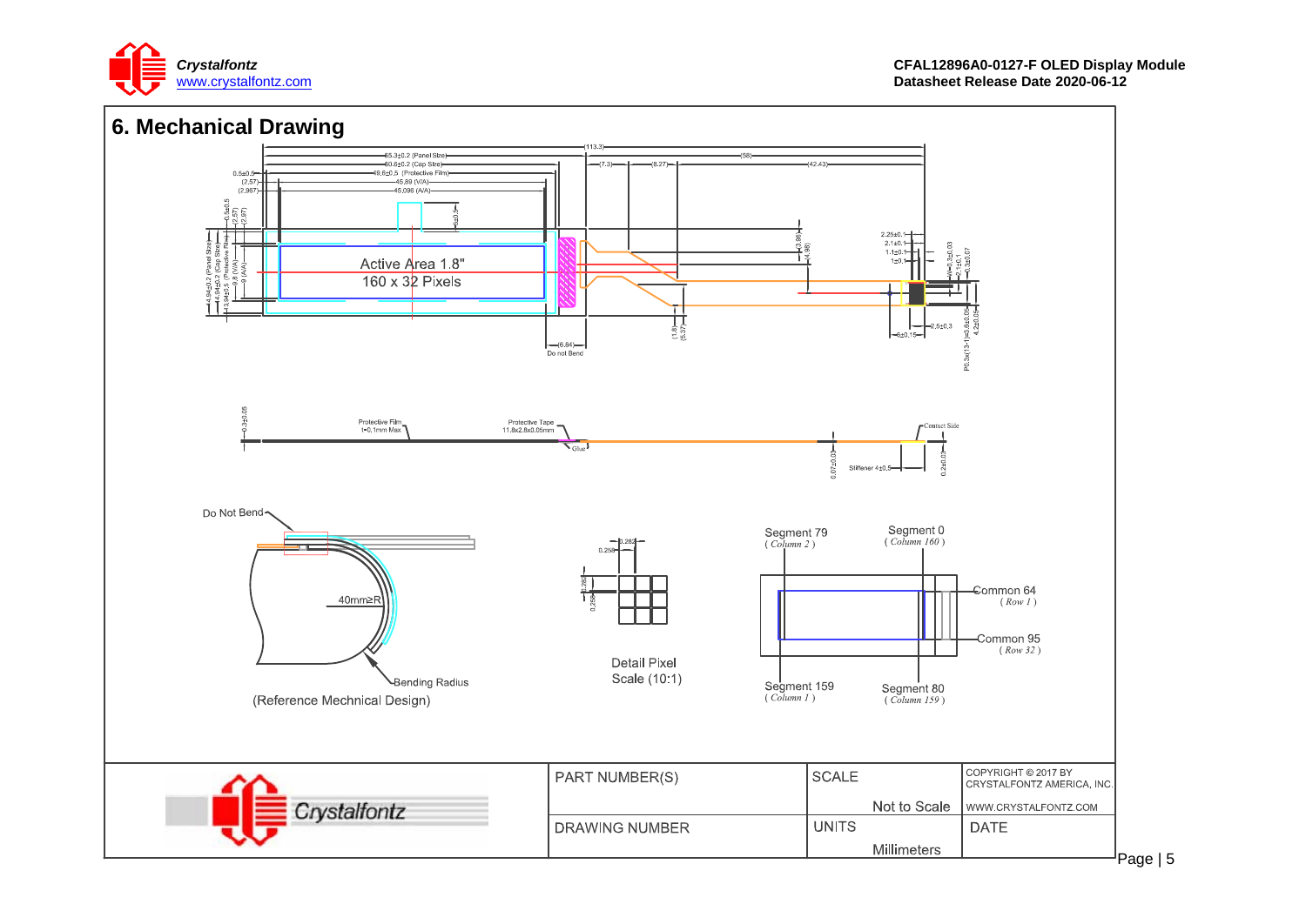## 6. Mechanical Drawing

65.3±0.2 (Panel Size)
60.6±0.2 (Cap Size)
49.6±0.5 (Protective Film)
45.89 (V/A)
45.095 (A/A)
(113.3)
(58)
(7.3)
(8.27)
(42.43)
0.5±0.5
(2.57)
(2.967)

Active Area 1.8"
160 x 32 Pixels

(6.84)
Do not Bend

Protective Film (=0.1mm Max)
Protective Tape 11.8x2.8x0.05mm
Glue
Contact Side
Stiffener 4±0.5

Do Not Bend
40mm≥R
Bending Radius
(Reference Mechnical Design)

Detail Pixel
Scale (10:1)

Segment 79 (Column 2)
Segment 0 (Column 160)
Common 64 (Row 1)
Common 95 (Row 32)
Segment 159 (Column 1)
Segment 80 (Column 159)

| PART NUMBER(S) | SCALE<br>Not to Scale | COPYRIGHT © 2017 BY CRYSTALFONTZ AMERICA, INC.<br>WWW.CRYSTALFONTZ.COM |
|---|---|---|
| DRAWING NUMBER | UNITS<br>Millimeters | DATE |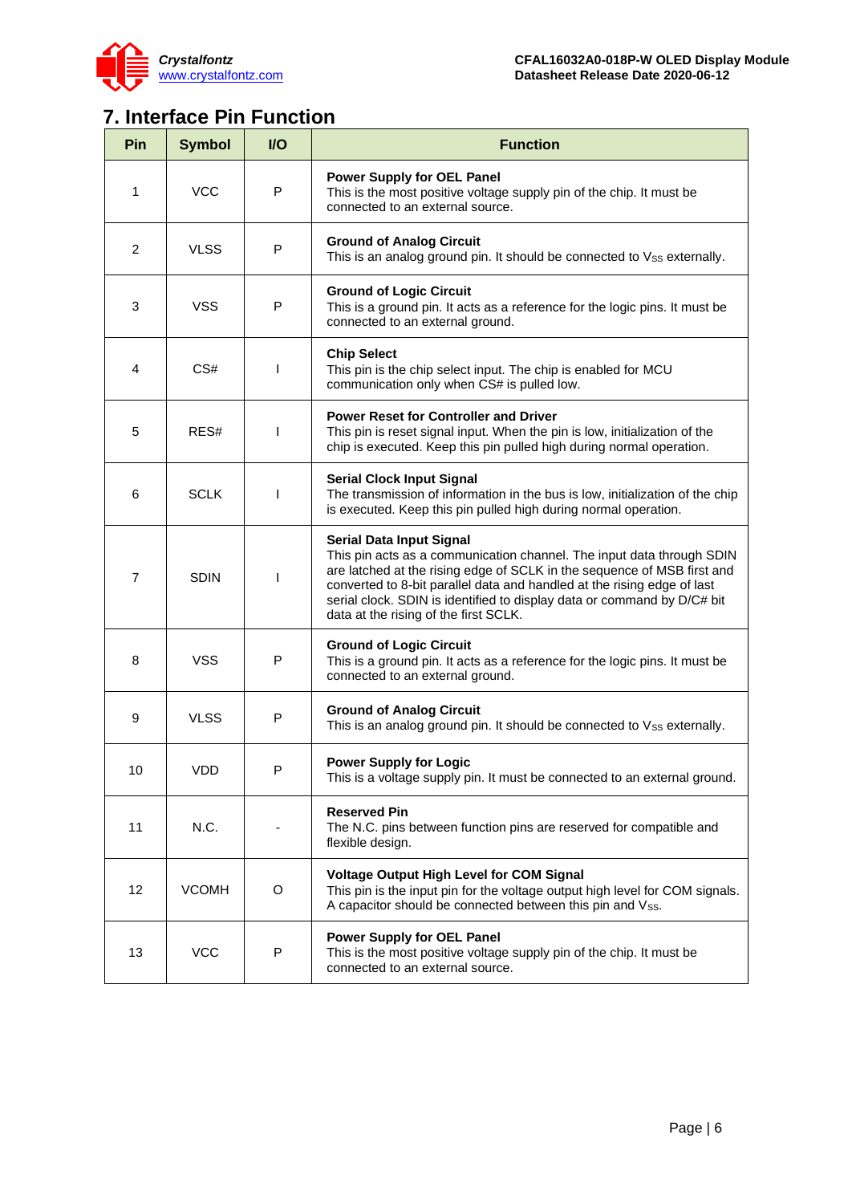# 7. Interface Pin Function

| Pin | Symbol | I/O | Function |
|---|---|---|---|
| 1 | VCC | P | **Power Supply for OEL Panel**<br>This is the most positive voltage supply pin of the chip. It must be connected to an external source. |
| 2 | VLSS | P | **Ground of Analog Circuit**<br>This is an analog ground pin. It should be connected to $V_{SS}$ externally. |
| 3 | VSS | P | **Ground of Logic Circuit**<br>This is a ground pin. It acts as a reference for the logic pins. It must be connected to an external ground. |
| 4 | CS# | I | **Chip Select**<br>This pin is the chip select input. The chip is enabled for MCU communication only when CS# is pulled low. |
| 5 | RES# | I | **Power Reset for Controller and Driver**<br>This pin is reset signal input. When the pin is low, initialization of the chip is executed. Keep this pin pulled high during normal operation. |
| 6 | SCLK | I | **Serial Clock Input Signal**<br>The transmission of information in the bus is low, initialization of the chip is executed. Keep this pin pulled high during normal operation. |
| 7 | SDIN | I | **Serial Data Input Signal**<br>This pin acts as a communication channel. The input data through SDIN are latched at the rising edge of SCLK in the sequence of MSB first and converted to 8-bit parallel data and handled at the rising edge of last serial clock. SDIN is identified to display data or command by D/C# bit data at the rising of the first SCLK. |
| 8 | VSS | P | **Ground of Logic Circuit**<br>This is a ground pin. It acts as a reference for the logic pins. It must be connected to an external ground. |
| 9 | VLSS | P | **Ground of Analog Circuit**<br>This is an analog ground pin. It should be connected to $V_{SS}$ externally. |
| 10 | VDD | P | **Power Supply for Logic**<br>This is a voltage supply pin. It must be connected to an external ground. |
| 11 | N.C. | - | **Reserved Pin**<br>The N.C. pins between function pins are reserved for compatible and flexible design. |
| 12 | VCOMH | O | **Voltage Output High Level for COM Signal**<br>This pin is the input pin for the voltage output high level for COM signals. A capacitor should be connected between this pin and $V_{SS}$. |
| 13 | VCC | P | **Power Supply for OEL Panel**<br>This is the most positive voltage supply pin of the chip. It must be connected to an external source. |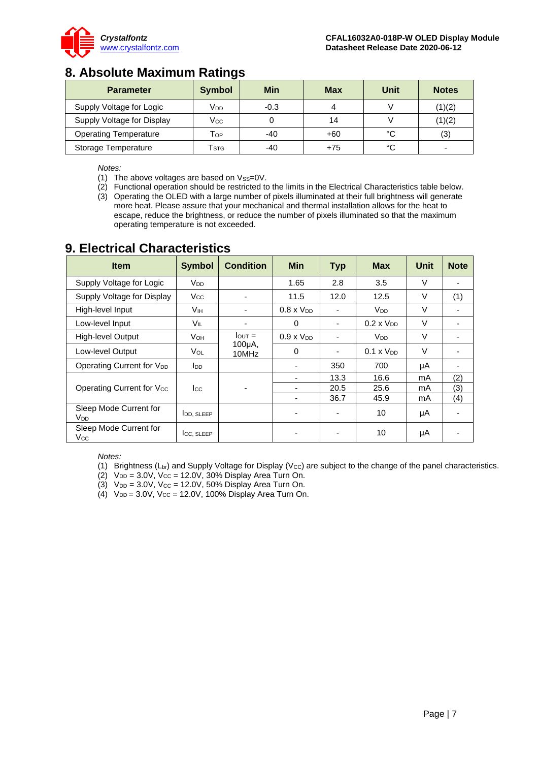## 8. Absolute Maximum Ratings

| Parameter | Symbol | Min | Max | Unit | Notes |
|---|---|---|---|---|---|
| Supply Voltage for Logic | $V_{DD}$ | -0.3 | 4 | V | (1)(2) |
| Supply Voltage for Display | $V_{CC}$ | 0 | 14 | V | (1)(2) |
| Operating Temperature | $T_{OP}$ | -40 | +60 | °C | (3) |
| Storage Temperature | $T_{STG}$ | -40 | +75 | °C | - |

*Notes:*

(1) The above voltages are based on $V_{SS}$=0V.
(2) Functional operation should be restricted to the limits in the Electrical Characteristics table below.
(3) Operating the OLED with a large number of pixels illuminated at their full brightness will generate more heat. Please assure that your mechanical and thermal installation allows for the heat to escape, reduce the brightness, or reduce the number of pixels illuminated so that the maximum operating temperature is not exceeded.

## 9. Electrical Characteristics

| Item | Symbol | Condition | Min | Typ | Max | Unit | Note |
|---|---|---|---|---|---|---|---|
| Supply Voltage for Logic | $V_{DD}$ | | 1.65 | 2.8 | 3.5 | V | - |
| Supply Voltage for Display | $V_{CC}$ | - | 11.5 | 12.0 | 12.5 | V | (1) |
| High-level Input | $V_{IH}$ | - | 0.8 x $V_{DD}$ | - | $V_{DD}$ | V | - |
| Low-level Input | $V_{IL}$ | - | 0 | - | 0.2 x $V_{DD}$ | V | - |
| High-level Output | $V_{OH}$ | $I_{OUT}$ = 100μA, 10MHz | 0.9 x $V_{DD}$ | - | $V_{DD}$ | V | - |
| Low-level Output | $V_{OL}$ | | 0 | - | 0.1 x $V_{DD}$ | V | - |
| Operating Current for $V_{DD}$ | $I_{DD}$ | | - | 350 | 700 | μA | - |
| Operating Current for $V_{CC}$ | $I_{CC}$ | - | - | 13.3 | 16.6 | mA | (2) |
| | | | - | 20.5 | 25.6 | mA | (3) |
| | | | - | 36.7 | 45.9 | mA | (4) |
| Sleep Mode Current for $V_{DD}$ | $I_{DD,\ SLEEP}$ | | - | - | 10 | μA | - |
| Sleep Mode Current for $V_{CC}$ | $I_{CC,\ SLEEP}$ | | - | - | 10 | μA | - |

*Notes:*

(1) Brightness ($L_{br}$) and Supply Voltage for Display ($V_{CC}$) are subject to the change of the panel characteristics.
(2) $V_{DD}$ = 3.0V, $V_{CC}$ = 12.0V, 30% Display Area Turn On.
(3) $V_{DD}$ = 3.0V, $V_{CC}$ = 12.0V, 50% Display Area Turn On.
(4) $V_{DD}$ = 3.0V, $V_{CC}$ = 12.0V, 100% Display Area Turn On.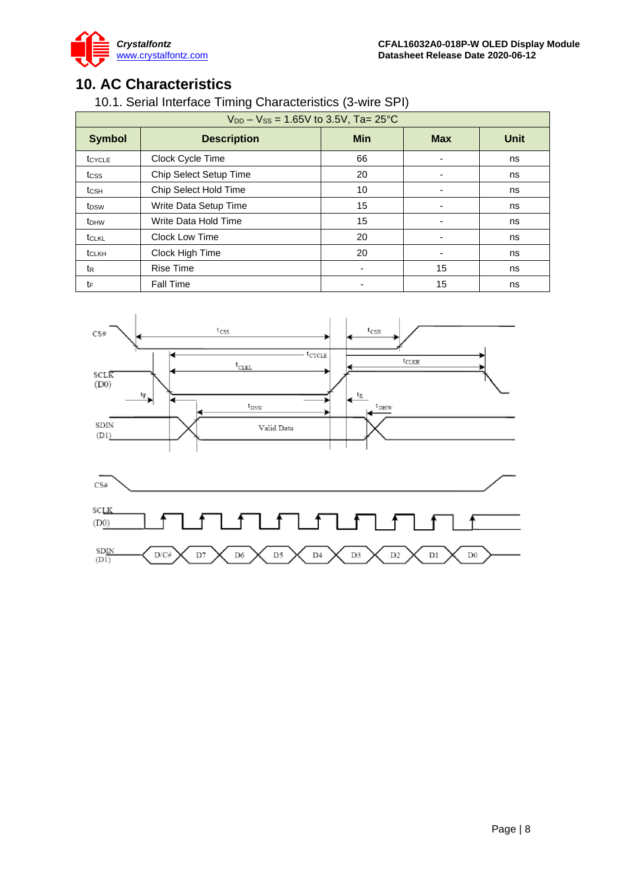# 10. AC Characteristics

## 10.1. Serial Interface Timing Characteristics (3-wire SPI)

| $V_{DD} - V_{SS}$ = 1.65V to 3.5V, Ta= 25°C | | | | |
|---|---|---|---|---|
| **Symbol** | **Description** | **Min** | **Max** | **Unit** |
| $t_{CYCLE}$ | Clock Cycle Time | 66 | - | ns |
| $t_{CSS}$ | Chip Select Setup Time | 20 | - | ns |
| $t_{CSH}$ | Chip Select Hold Time | 10 | - | ns |
| $t_{DSW}$ | Write Data Setup Time | 15 | - | ns |
| $t_{DHW}$ | Write Data Hold Time | 15 | - | ns |
| $t_{CLKL}$ | Clock Low Time | 20 | - | ns |
| $t_{CLKH}$ | Clock High Time | 20 | - | ns |
| $t_R$ | Rise Time | - | 15 | ns |
| $t_F$ | Fall Time | - | 15 | ns |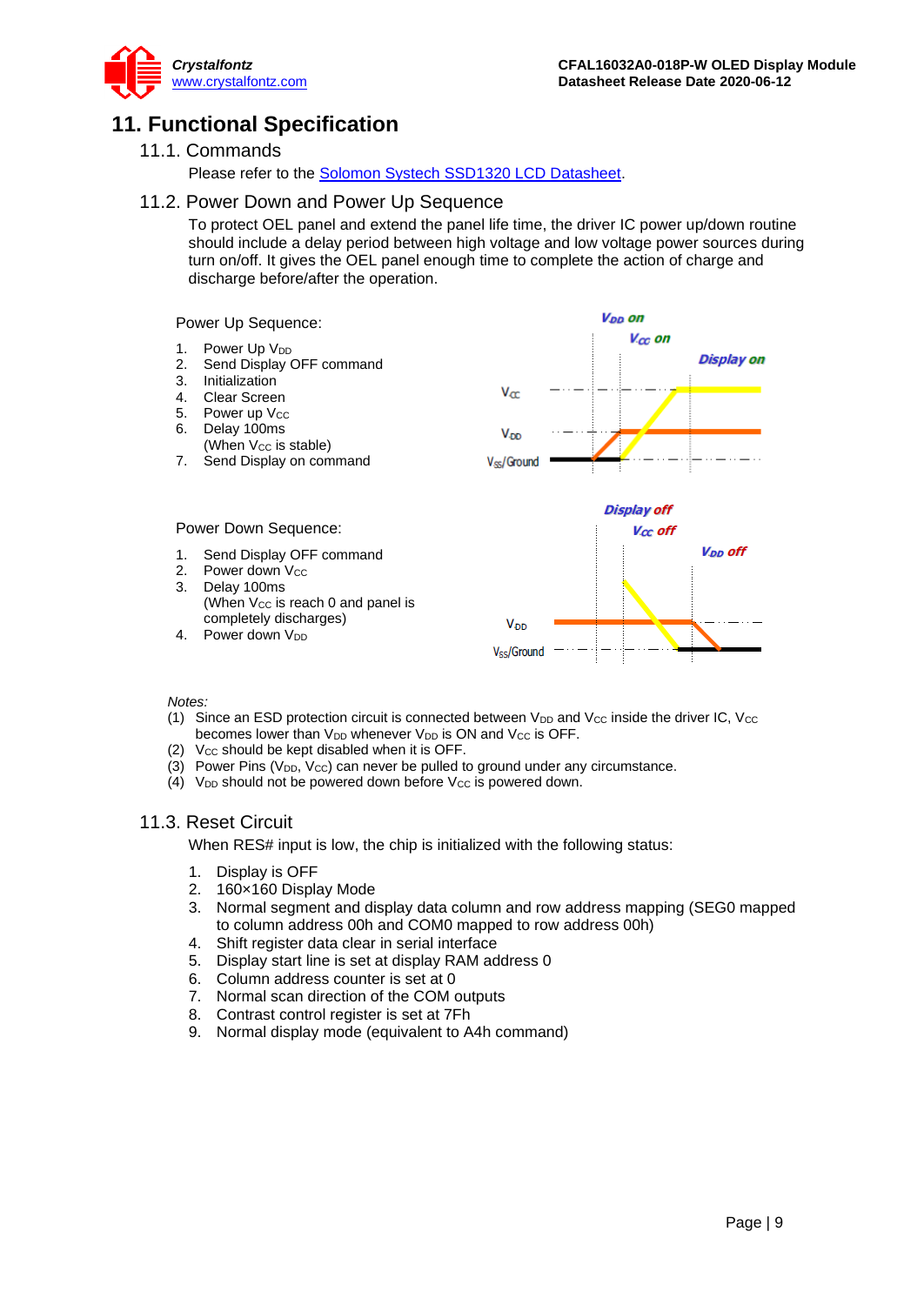# 11. Functional Specification

## 11.1. Commands

Please refer to the Solomon Systech SSD1320 LCD Datasheet.

## 11.2. Power Down and Power Up Sequence

To protect OEL panel and extend the panel life time, the driver IC power up/down routine should include a delay period between high voltage and low voltage power sources during turn on/off. It gives the OEL panel enough time to complete the action of charge and discharge before/after the operation.

Power Up Sequence:

1. Power Up $V_{DD}$
2. Send Display OFF command
3. Initialization
4. Clear Screen
5. Power up $V_{CC}$
6. Delay 100ms
   (When $V_{CC}$ is stable)
7. Send Display on command

Power Down Sequence:

1. Send Display OFF command
2. Power down $V_{CC}$
3. Delay 100ms
   (When $V_{CC}$ is reach 0 and panel is completely discharges)
4. Power down $V_{DD}$

*Notes:*

(1) Since an ESD protection circuit is connected between $V_{DD}$ and $V_{CC}$ inside the driver IC, $V_{CC}$ becomes lower than $V_{DD}$ whenever $V_{DD}$ is ON and $V_{CC}$ is OFF.
(2) $V_{CC}$ should be kept disabled when it is OFF.
(3) Power Pins ($V_{DD}$, $V_{CC}$) can never be pulled to ground under any circumstance.
(4) $V_{DD}$ should not be powered down before $V_{CC}$ is powered down.

## 11.3. Reset Circuit

When RES# input is low, the chip is initialized with the following status:

1. Display is OFF
2. 160×160 Display Mode
3. Normal segment and display data column and row address mapping (SEG0 mapped to column address 00h and COM0 mapped to row address 00h)
4. Shift register data clear in serial interface
5. Display start line is set at display RAM address 0
6. Column address counter is set at 0
7. Normal scan direction of the COM outputs
8. Contrast control register is set at 7Fh
9. Normal display mode (equivalent to A4h command)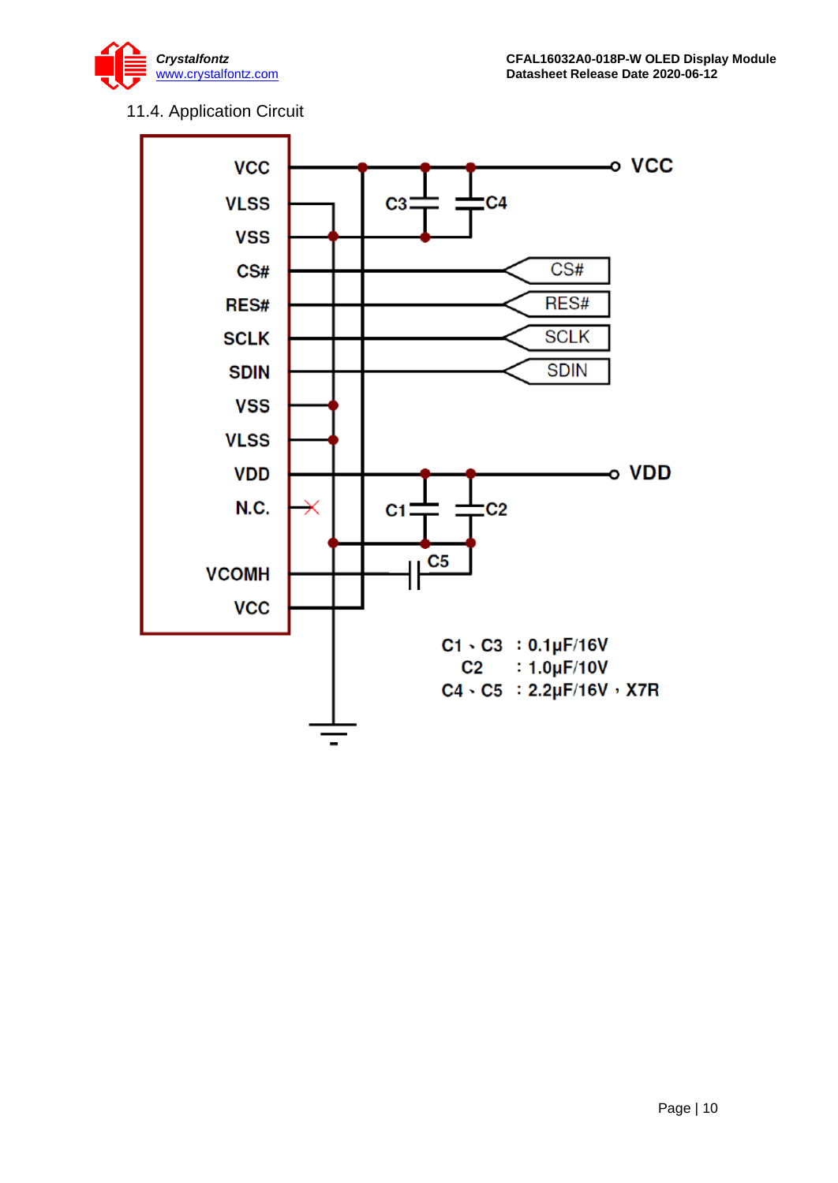## 11.4. Application Circuit

C1、C3 : 0.1μF/16V
C2 : 1.0μF/10V
C4、C5 : 2.2μF/16V，X7R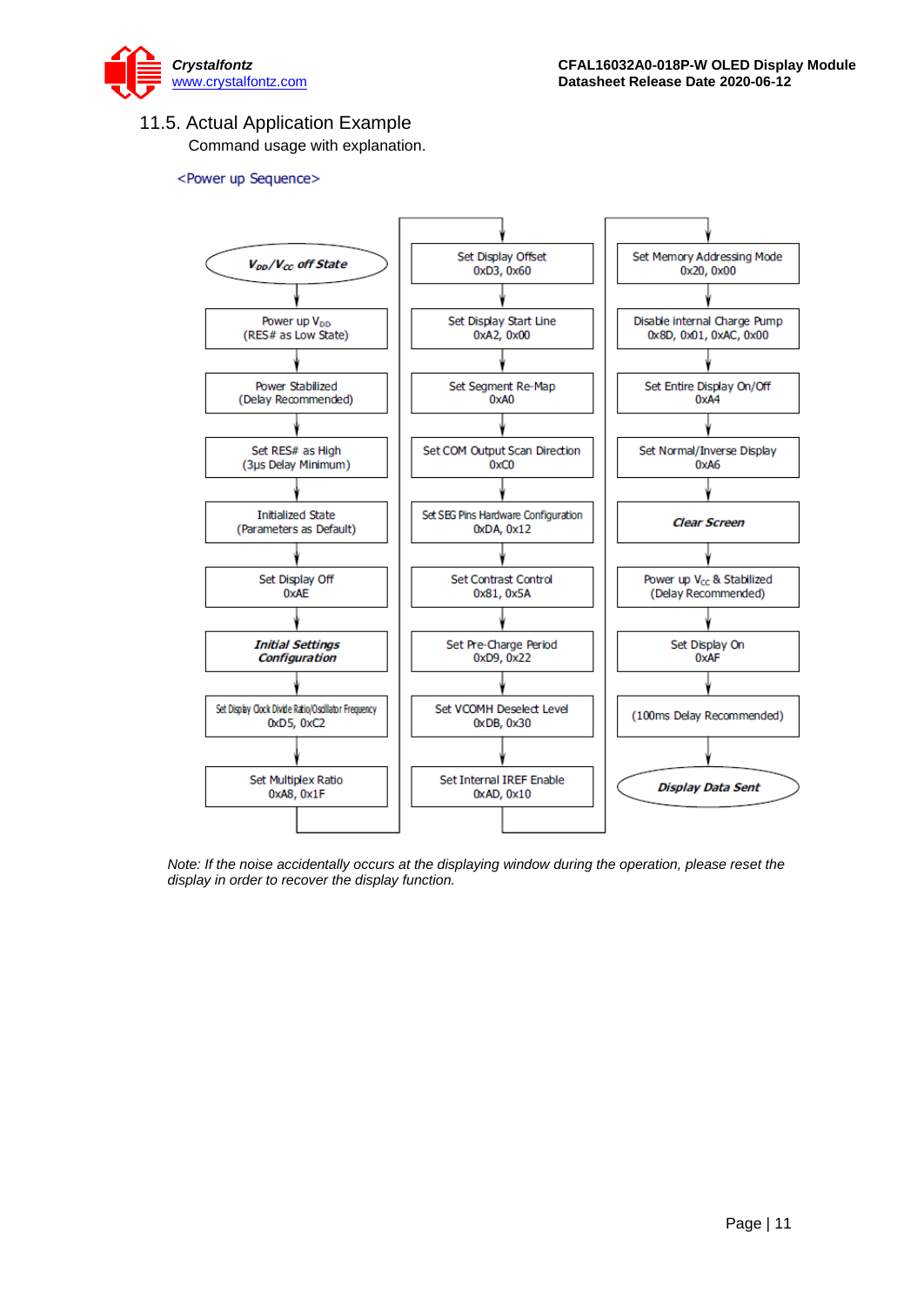## 11.5. Actual Application Example

Command usage with explanation.

<Power up Sequence>

1. *$V_{DD}/V_{CC}$ off State*
2. Power up $V_{DD}$ (RES# as Low State)
3. Power Stabilized (Delay Recommended)
4. Set RES# as High (3μs Delay Minimum)
5. Initialized State (Parameters as Default)
6. Set Display Off 0xAE
7. ***Initial Settings Configuration***
8. Set Display Clock Divide Ratio/Oscillator Frequency 0xD5, 0xC2
9. Set Multiplex Ratio 0xA8, 0x1F
10. Set Display Offset 0xD3, 0x60
11. Set Display Start Line 0xA2, 0x00
12. Set Segment Re-Map 0xA0
13. Set COM Output Scan Direction 0xC0
14. Set SEG Pins Hardware Configuration 0xDA, 0x12
15. Set Contrast Control 0x81, 0x5A
16. Set Pre-Charge Period 0xD9, 0x22
17. Set VCOMH Deselect Level 0xDB, 0x30
18. Set Internal IREF Enable 0xAD, 0x10
19. Set Memory Addressing Mode 0x20, 0x00
20. Disable internal Charge Pump 0x8D, 0x01, 0xAC, 0x00
21. Set Entire Display On/Off 0xA4
22. Set Normal/Inverse Display 0xA6
23. ***Clear Screen***
24. Power up $V_{CC}$ & Stabilized (Delay Recommended)
25. Set Display On 0xAF
26. (100ms Delay Recommended)
27. ***Display Data Sent***

*Note: If the noise accidentally occurs at the displaying window during the operation, please reset the display in order to recover the display function.*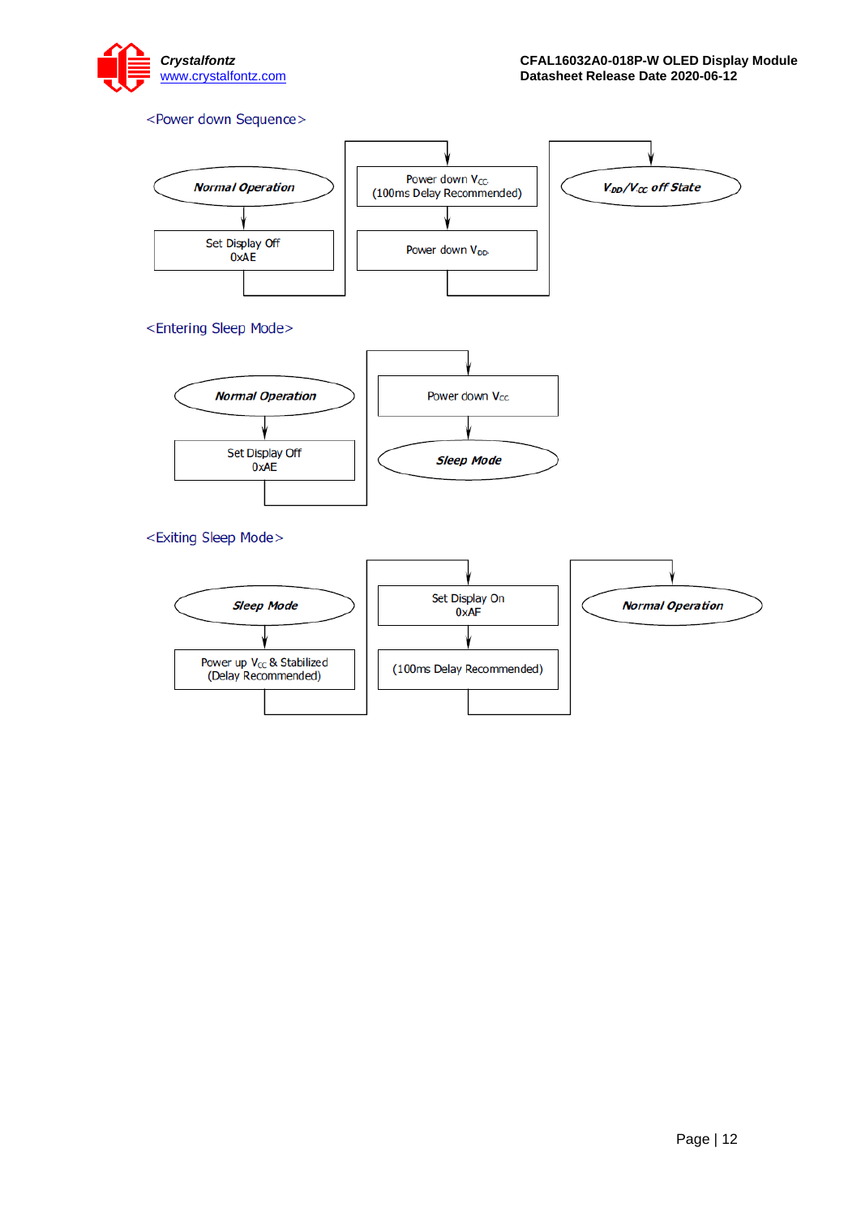<Power down Sequence>

Normal Operation → Set Display Off 0xAE → Power down $V_{CC}$ (100ms Delay Recommended) → Power down $V_{DD}$ → $V_{DD}/V_{CC}$ off State

<Entering Sleep Mode>

Normal Operation → Set Display Off 0xAE → Power down $V_{CC}$ → Sleep Mode

<Exiting Sleep Mode>

Sleep Mode → Power up $V_{CC}$ & Stabilized (Delay Recommended) → Set Display On 0xAF → (100ms Delay Recommended) → Normal Operation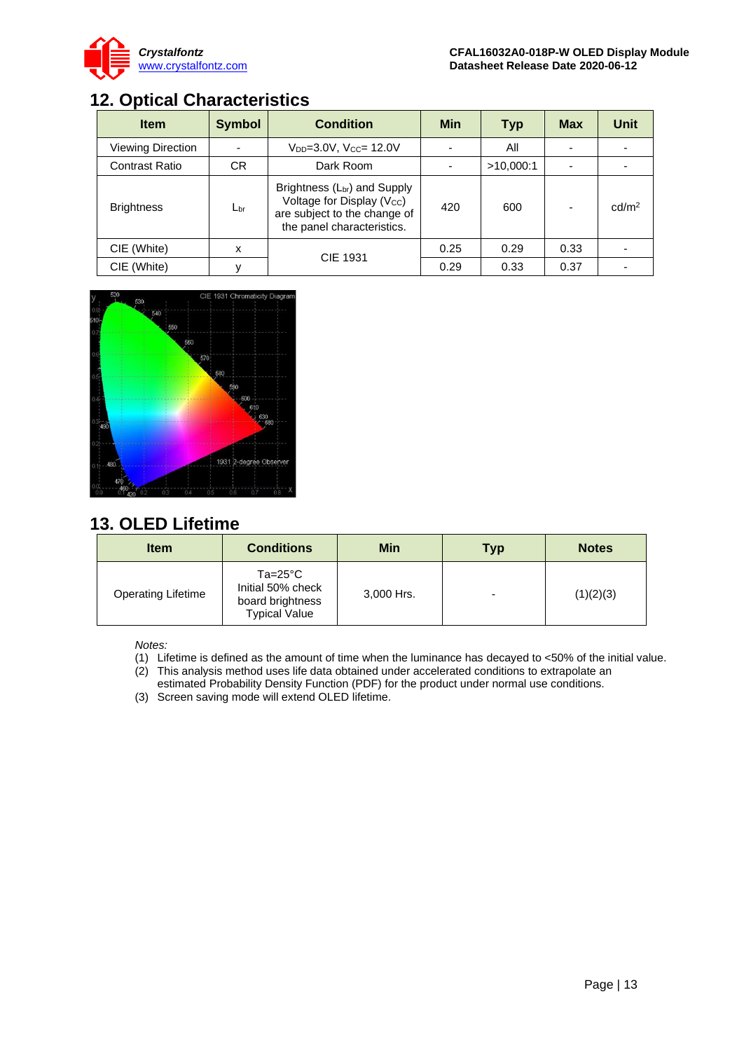## 12. Optical Characteristics

| Item | Symbol | Condition | Min | Typ | Max | Unit |
|---|---|---|---|---|---|---|
| Viewing Direction | - | $V_{DD}$=3.0V, $V_{CC}$= 12.0V | - | All | - | - |
| Contrast Ratio | CR | Dark Room | - | >10,000:1 | - | - |
| Brightness | $L_{br}$ | Brightness ($L_{br}$) and Supply Voltage for Display ($V_{CC}$) are subject to the change of the panel characteristics. | 420 | 600 | - | cd/m$^2$ |
| CIE (White) | x | CIE 1931 | 0.25 | 0.29 | 0.33 | - |
| CIE (White) | y | | 0.29 | 0.33 | 0.37 | - |

## 13. OLED Lifetime

| Item | Conditions | Min | Typ | Notes |
|---|---|---|---|---|
| Operating Lifetime | Ta=25°C Initial 50% check board brightness Typical Value | 3,000 Hrs. | - | (1)(2)(3) |

*Notes:*

(1) Lifetime is defined as the amount of time when the luminance has decayed to <50% of the initial value.

(2) This analysis method uses life data obtained under accelerated conditions to extrapolate an estimated Probability Density Function (PDF) for the product under normal use conditions.

(3) Screen saving mode will extend OLED lifetime.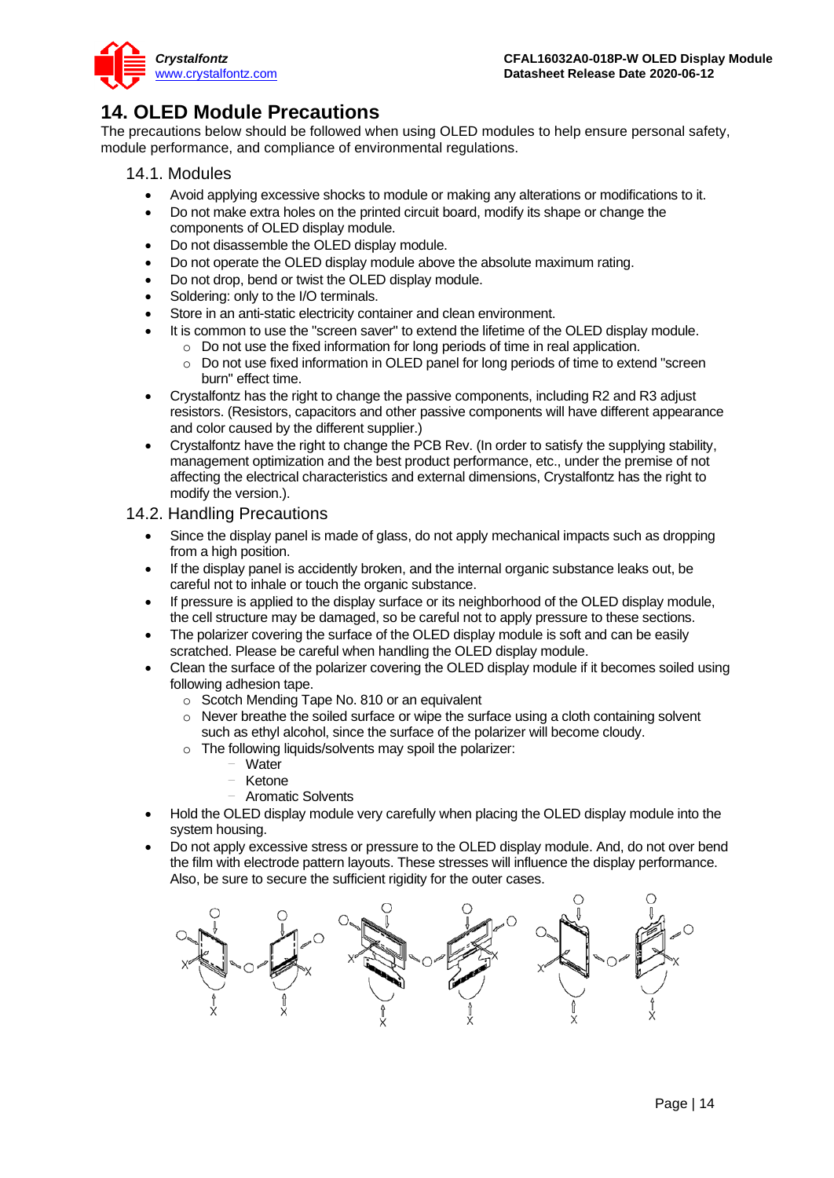# 14. OLED Module Precautions

The precautions below should be followed when using OLED modules to help ensure personal safety, module performance, and compliance of environmental regulations.

## 14.1. Modules

- Avoid applying excessive shocks to module or making any alterations or modifications to it.
- Do not make extra holes on the printed circuit board, modify its shape or change the components of OLED display module.
- Do not disassemble the OLED display module.
- Do not operate the OLED display module above the absolute maximum rating.
- Do not drop, bend or twist the OLED display module.
- Soldering: only to the I/O terminals.
- Store in an anti-static electricity container and clean environment.
- It is common to use the "screen saver" to extend the lifetime of the OLED display module.
  - Do not use the fixed information for long periods of time in real application.
  - Do not use fixed information in OLED panel for long periods of time to extend "screen burn" effect time.
- Crystalfontz has the right to change the passive components, including R2 and R3 adjust resistors. (Resistors, capacitors and other passive components will have different appearance and color caused by the different supplier.)
- Crystalfontz have the right to change the PCB Rev. (In order to satisfy the supplying stability, management optimization and the best product performance, etc., under the premise of not affecting the electrical characteristics and external dimensions, Crystalfontz has the right to modify the version.).

## 14.2. Handling Precautions

- Since the display panel is made of glass, do not apply mechanical impacts such as dropping from a high position.
- If the display panel is accidently broken, and the internal organic substance leaks out, be careful not to inhale or touch the organic substance.
- If pressure is applied to the display surface or its neighborhood of the OLED display module, the cell structure may be damaged, so be careful not to apply pressure to these sections.
- The polarizer covering the surface of the OLED display module is soft and can be easily scratched. Please be careful when handling the OLED display module.
- Clean the surface of the polarizer covering the OLED display module if it becomes soiled using following adhesion tape.
  - Scotch Mending Tape No. 810 or an equivalent
  - Never breathe the soiled surface or wipe the surface using a cloth containing solvent such as ethyl alcohol, since the surface of the polarizer will become cloudy.
  - The following liquids/solvents may spoil the polarizer:
    - Water
    - Ketone
    - Aromatic Solvents
- Hold the OLED display module very carefully when placing the OLED display module into the system housing.
- Do not apply excessive stress or pressure to the OLED display module. And, do not over bend the film with electrode pattern layouts. These stresses will influence the display performance. Also, be sure to secure the sufficient rigidity for the outer cases.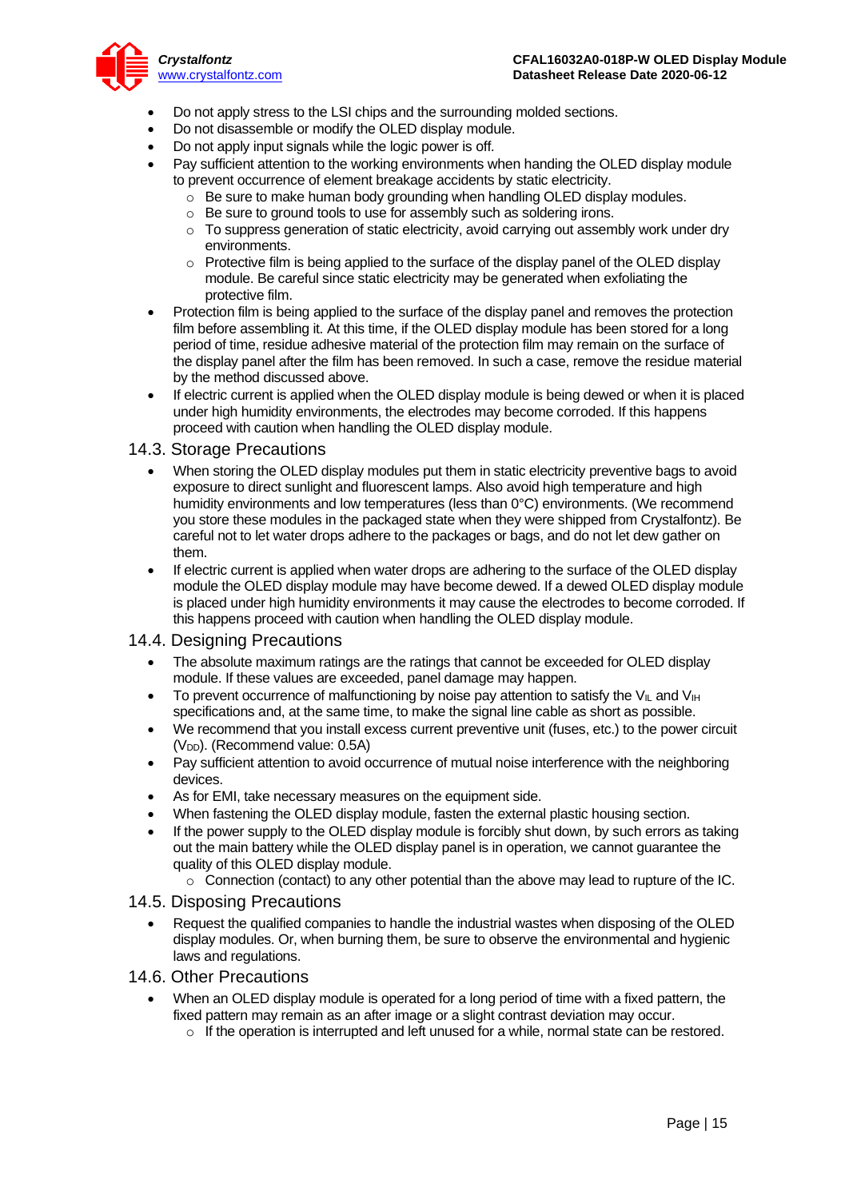- Do not apply stress to the LSI chips and the surrounding molded sections.
- Do not disassemble or modify the OLED display module.
- Do not apply input signals while the logic power is off.
- Pay sufficient attention to the working environments when handing the OLED display module to prevent occurrence of element breakage accidents by static electricity.
  - Be sure to make human body grounding when handling OLED display modules.
  - Be sure to ground tools to use for assembly such as soldering irons.
  - To suppress generation of static electricity, avoid carrying out assembly work under dry environments.
  - Protective film is being applied to the surface of the display panel of the OLED display module. Be careful since static electricity may be generated when exfoliating the protective film.
- Protection film is being applied to the surface of the display panel and removes the protection film before assembling it. At this time, if the OLED display module has been stored for a long period of time, residue adhesive material of the protection film may remain on the surface of the display panel after the film has been removed. In such a case, remove the residue material by the method discussed above.
- If electric current is applied when the OLED display module is being dewed or when it is placed under high humidity environments, the electrodes may become corroded. If this happens proceed with caution when handling the OLED display module.

## 14.3. Storage Precautions

- When storing the OLED display modules put them in static electricity preventive bags to avoid exposure to direct sunlight and fluorescent lamps. Also avoid high temperature and high humidity environments and low temperatures (less than 0°C) environments. (We recommend you store these modules in the packaged state when they were shipped from Crystalfontz). Be careful not to let water drops adhere to the packages or bags, and do not let dew gather on them.
- If electric current is applied when water drops are adhering to the surface of the OLED display module the OLED display module may have become dewed. If a dewed OLED display module is placed under high humidity environments it may cause the electrodes to become corroded. If this happens proceed with caution when handling the OLED display module.

## 14.4. Designing Precautions

- The absolute maximum ratings are the ratings that cannot be exceeded for OLED display module. If these values are exceeded, panel damage may happen.
- To prevent occurrence of malfunctioning by noise pay attention to satisfy the $V_{IL}$ and $V_{IH}$ specifications and, at the same time, to make the signal line cable as short as possible.
- We recommend that you install excess current preventive unit (fuses, etc.) to the power circuit ($V_{DD}$). (Recommend value: 0.5A)
- Pay sufficient attention to avoid occurrence of mutual noise interference with the neighboring devices.
- As for EMI, take necessary measures on the equipment side.
- When fastening the OLED display module, fasten the external plastic housing section.
- If the power supply to the OLED display module is forcibly shut down, by such errors as taking out the main battery while the OLED display panel is in operation, we cannot guarantee the quality of this OLED display module.
  - Connection (contact) to any other potential than the above may lead to rupture of the IC.

## 14.5. Disposing Precautions

- Request the qualified companies to handle the industrial wastes when disposing of the OLED display modules. Or, when burning them, be sure to observe the environmental and hygienic laws and regulations.

## 14.6. Other Precautions

- When an OLED display module is operated for a long period of time with a fixed pattern, the fixed pattern may remain as an after image or a slight contrast deviation may occur.
  - If the operation is interrupted and left unused for a while, normal state can be restored.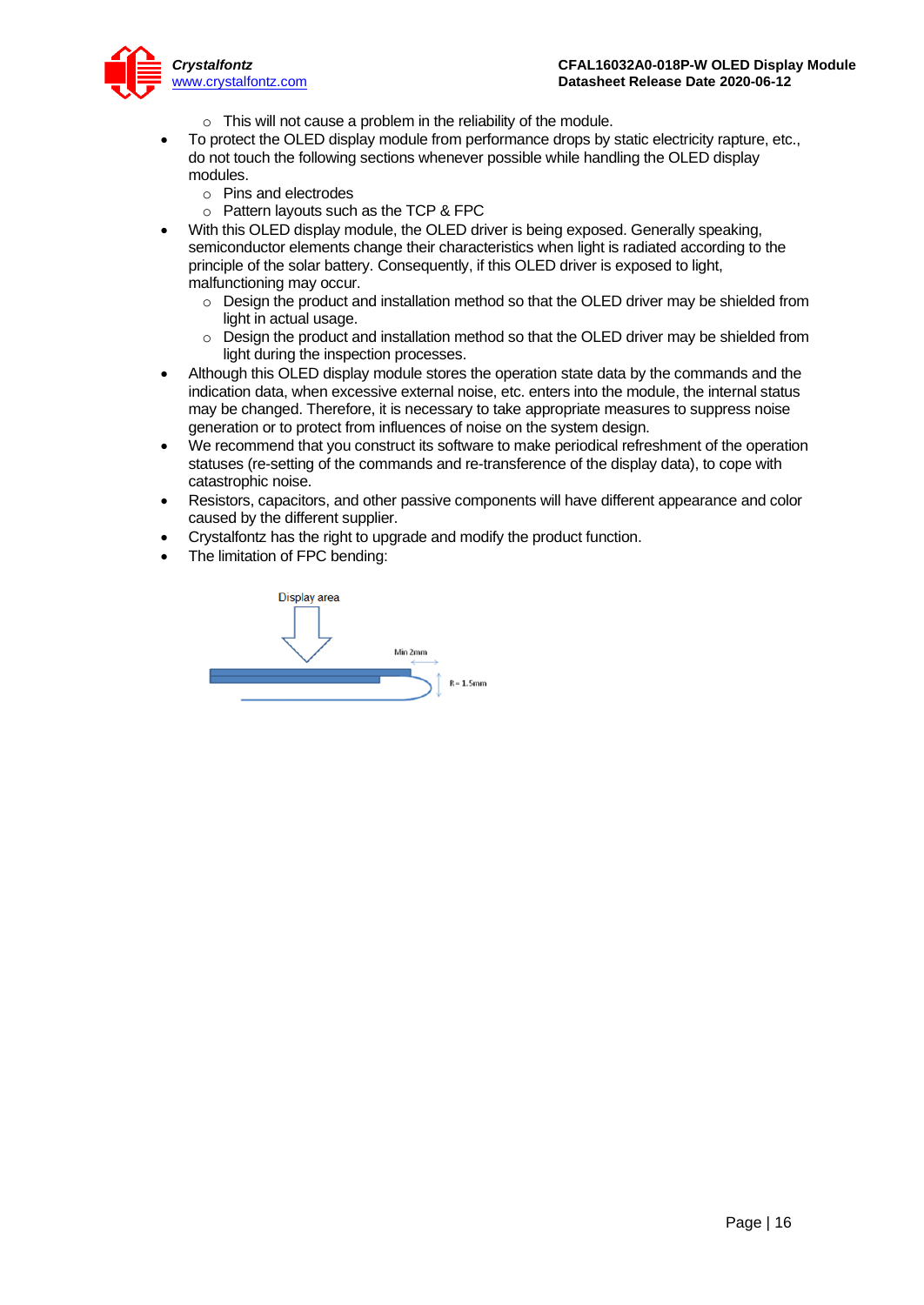- This will not cause a problem in the reliability of the module.
- To protect the OLED display module from performance drops by static electricity rapture, etc., do not touch the following sections whenever possible while handling the OLED display modules.
  - Pins and electrodes
  - Pattern layouts such as the TCP & FPC
- With this OLED display module, the OLED driver is being exposed. Generally speaking, semiconductor elements change their characteristics when light is radiated according to the principle of the solar battery. Consequently, if this OLED driver is exposed to light, malfunctioning may occur.
  - Design the product and installation method so that the OLED driver may be shielded from light in actual usage.
  - Design the product and installation method so that the OLED driver may be shielded from light during the inspection processes.
- Although this OLED display module stores the operation state data by the commands and the indication data, when excessive external noise, etc. enters into the module, the internal status may be changed. Therefore, it is necessary to take appropriate measures to suppress noise generation or to protect from influences of noise on the system design.
- We recommend that you construct its software to make periodical refreshment of the operation statuses (re-setting of the commands and re-transference of the display data), to cope with catastrophic noise.
- Resistors, capacitors, and other passive components will have different appearance and color caused by the different supplier.
- Crystalfontz has the right to upgrade and modify the product function.
- The limitation of FPC bending:

Display area

Min 2mm

R= 1.5mm